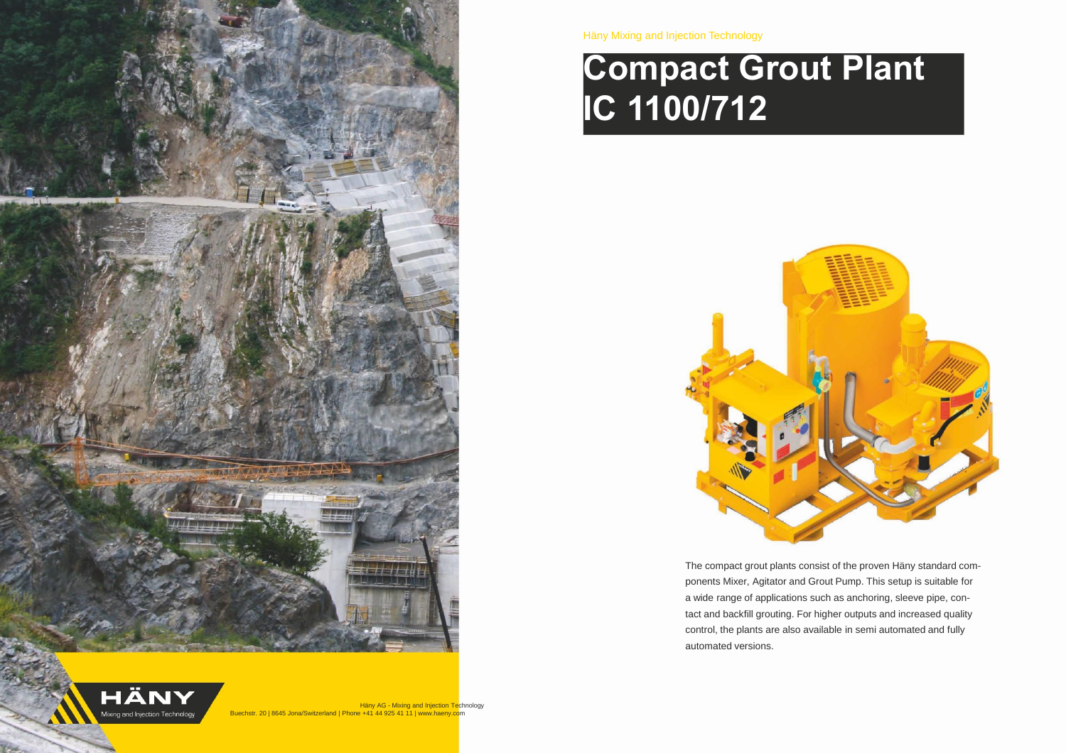Häny Mixing and Injection Technology

# Compact Grout Plant IC 1100/712

The compact grout plants consist of the proven Häny standard components Mixer, Agitator and Grout Pump. This setup is suitable for a wide range of applications such as anchoring, sleeve pipe, contact and backfill grouting. For higher outputs and increased quality control, the plants are also available in semi automated and fully automated versions.

HÄNY
Mixing and Injection Technology

Häny AG - Mixing and Injection Technology
Buechstr. 20 | 8645 Jona/Switzerland | Phone +41 44 925 41 11 | www.haeny.com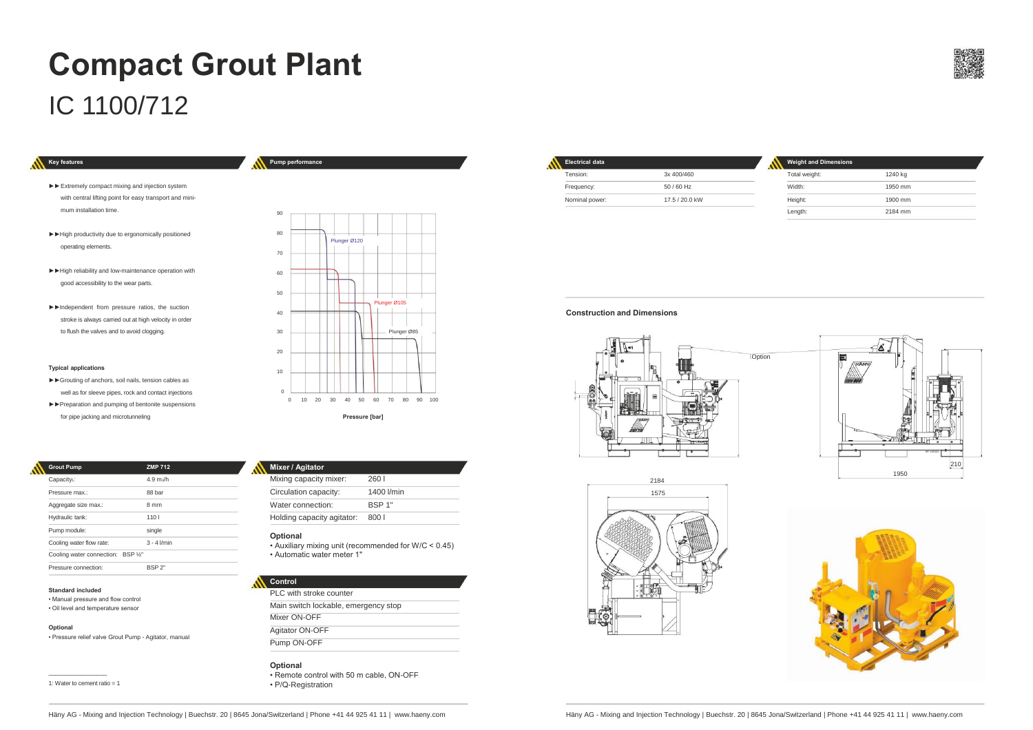# Compact Grout Plant

## IC 1100/712

### Key features

- ►►Extremely compact mixing and injection system with central lifting point for easy transport and minimum installation time.
- ►►High productivity due to ergonomically positioned operating elements.
- ►►High reliability and low-maintenance operation with good accessibility to the wear parts.
- ►►Independent from pressure ratios, the suction stroke is always carried out at high velocity in order to flush the valves and to avoid clogging.

**Typical applications**

- ►►Grouting of anchors, soil nails, tension cables as well as for sleeve pipes, rock and contact injections
- ►►Preparation and pumping of bentonite suspensions for pipe jacking and microtunneling

### Pump performance

Plunger Ø120

Plunger Ø105

Plunger Ø85

90
80
70
60
50
40
30
20
10
0

0 10 20 30 40 50 60 70 80 90 100

Pressure [bar]

### Grout Pump

| Grout Pump | ZMP 712 |
|---|---|
| Capacity[1]: | 4.9 m3/h |
| Pressure max.: | 88 bar |
| Aggregate size max.: | 8 mm |
| Hydraulic tank: | 110 l |
| Pump module: | single |
| Cooling water flow rate: | 3 - 4 l/min |
| Cooling water connection: | BSP ½" |
| Pressure connection: | BSP 2" |

**Standard included**

- Manual pressure and flow control
- Oil level and temperature sensor

**Optional**

- Pressure relief valve Grout Pump - Agitator, manual

1: Water to cement ratio = 1

### Mixer / Agitator

| | |
|---|---|
| Mixing capacity mixer: | 260 l |
| Circulation capacity: | 1400 l/min |
| Water connection: | BSP 1" |
| Holding capacity agitator: | 800 l |

**Optional**

- Auxiliary mixing unit (recommended for W/C < 0.45)
- Automatic water meter 1"

### Control

- PLC with stroke counter
- Main switch lockable, emergency stop
- Mixer ON-OFF
- Agitator ON-OFF
- Pump ON-OFF

**Optional**

- Remote control with 50 m cable, ON-OFF
- P/Q-Registration

### Electrical data

| | |
|---|---|
| Tension: | 3x 400/460 |
| Frequency: | 50 / 60 Hz |
| Nominal power: | 17.5 / 20.0 kW |

### Weight and Dimensions

| | |
|---|---|
| Total weight: | 1240 kg |
| Width: | 1950 mm |
| Height: | 1900 mm |
| Length: | 2184 mm |

### Construction and Dimensions

Option

2184

1575

210

1950

Häny AG - Mixing and Injection Technology | Buechstr. 20 | 8645 Jona/Switzerland | Phone +41 44 925 41 11 | www.haeny.com